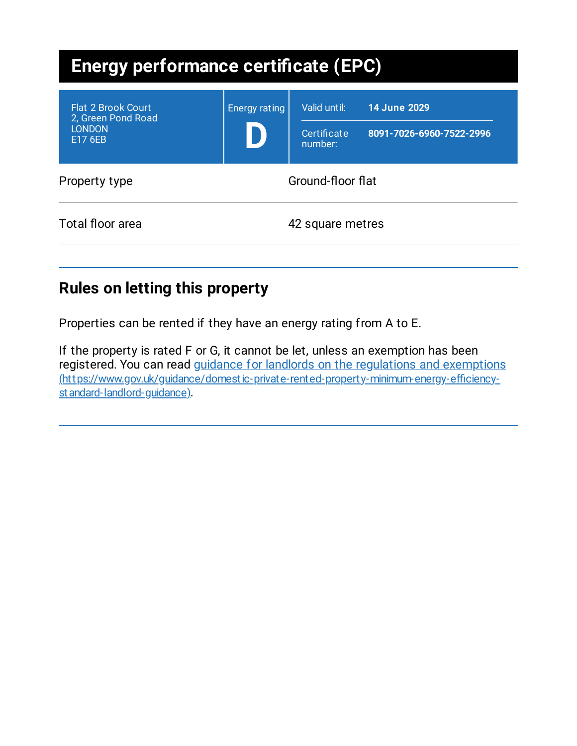# Energy performance certificate (EPC)

| Flat 2 Brook Court<br>2, Green Pond Road<br>LONDON<br>E17 6EB | Energy rating<br>**D** | Valid until: **14 June 2029**<br>Certificate number: **8091-7026-6960-7522-2996** |
| --- | --- | --- |

| Property type | Ground-floor flat |
| --- | --- |
| Total floor area | 42 square metres |

## Rules on letting this property

Properties can be rented if they have an energy rating from A to E.

If the property is rated F or G, it cannot be let, unless an exemption has been registered. You can read [guidance for landlords on the regulations and exemptions](https://www.gov.uk/guidance/domestic-private-rented-property-minimum-energy-efficiency-standard-landlord-guidance) (https://www.gov.uk/guidance/domestic-private-rented-property-minimum-energy-efficiency-standard-landlord-guidance).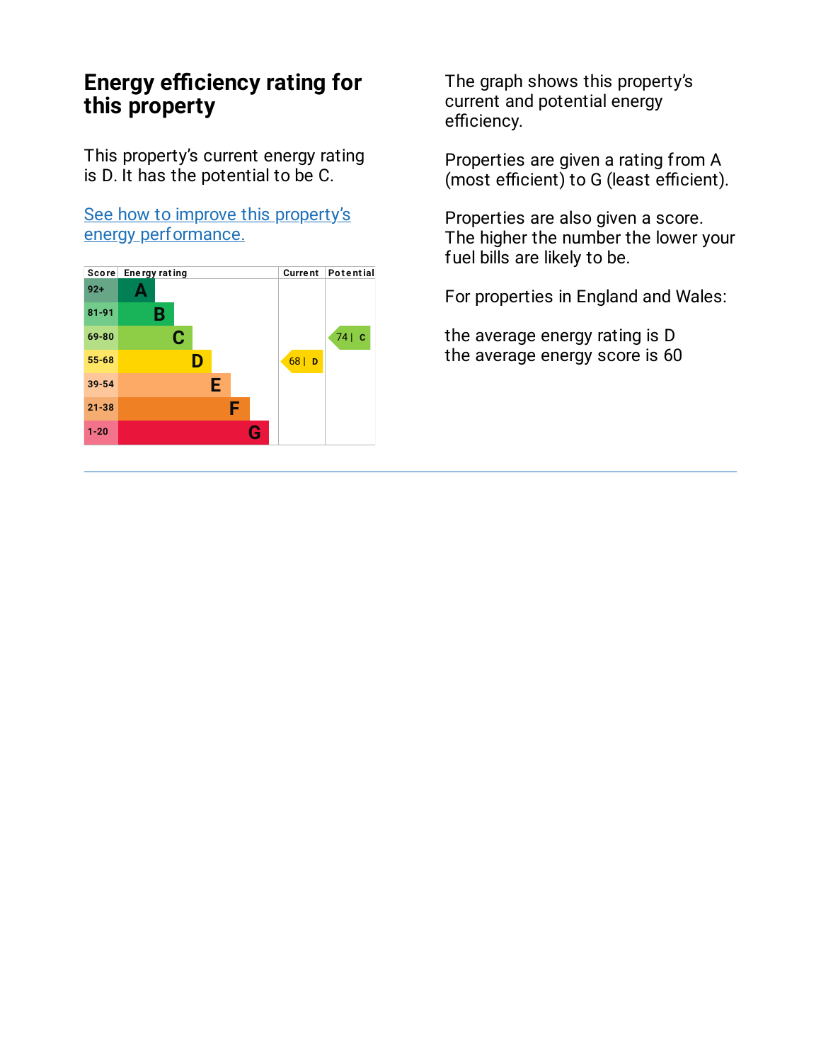# Energy efficiency rating for this property

This property's current energy rating is D. It has the potential to be C.

See how to improve this property's energy performance.

| Score | Energy rating | Current | Potential |
|---|---|---|---|
| 92+ | A | | |
| 81-91 | B | | |
| 69-80 | C | | 74 \| C |
| 55-68 | D | 68 \| D | |
| 39-54 | E | | |
| 21-38 | F | | |
| 1-20 | G | | |

The graph shows this property's current and potential energy efficiency.

Properties are given a rating from A (most efficient) to G (least efficient).

Properties are also given a score. The higher the number the lower your fuel bills are likely to be.

For properties in England and Wales:

the average energy rating is D
the average energy score is 60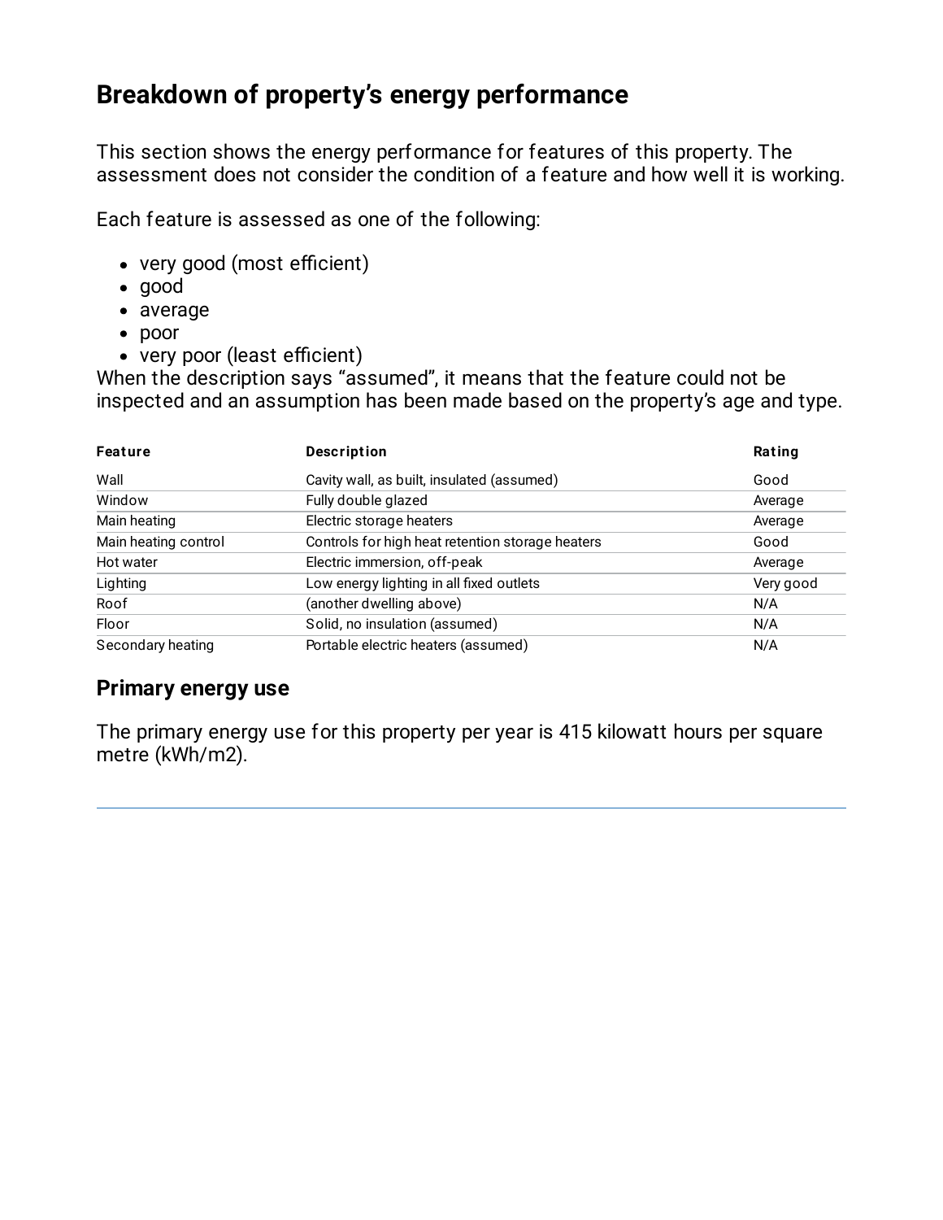## Breakdown of property's energy performance

This section shows the energy performance for features of this property. The assessment does not consider the condition of a feature and how well it is working.

Each feature is assessed as one of the following:

- very good (most efficient)
- good
- average
- poor
- very poor (least efficient)

When the description says "assumed", it means that the feature could not be inspected and an assumption has been made based on the property's age and type.

| Feature | Description | Rating |
| --- | --- | --- |
| Wall | Cavity wall, as built, insulated (assumed) | Good |
| Window | Fully double glazed | Average |
| Main heating | Electric storage heaters | Average |
| Main heating control | Controls for high heat retention storage heaters | Good |
| Hot water | Electric immersion, off-peak | Average |
| Lighting | Low energy lighting in all fixed outlets | Very good |
| Roof | (another dwelling above) | N/A |
| Floor | Solid, no insulation (assumed) | N/A |
| Secondary heating | Portable electric heaters (assumed) | N/A |

### Primary energy use

The primary energy use for this property per year is 415 kilowatt hours per square metre (kWh/m2).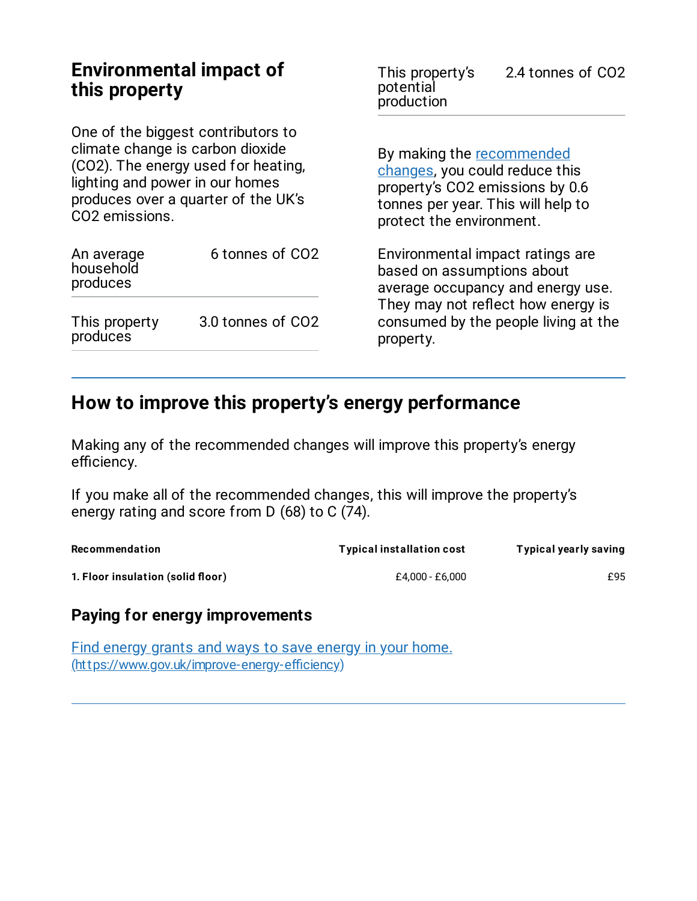## Environmental impact of this property

One of the biggest contributors to climate change is carbon dioxide ($CO_2$). The energy used for heating, lighting and power in our homes produces over a quarter of the UK's $CO_2$ emissions.

| | |
|---|---|
| An average household produces | 6 tonnes of $CO_2$ |
| This property produces | 3.0 tonnes of $CO_2$ |
| This property's potential production | 2.4 tonnes of $CO_2$ |

By making the recommended changes, you could reduce this property's $CO_2$ emissions by 0.6 tonnes per year. This will help to protect the environment.

Environmental impact ratings are based on assumptions about average occupancy and energy use. They may not reflect how energy is consumed by the people living at the property.

## How to improve this property's energy performance

Making any of the recommended changes will improve this property's energy efficiency.

If you make all of the recommended changes, this will improve the property's energy rating and score from D (68) to C (74).

| Recommendation | Typical installation cost | Typical yearly saving |
|---|---|---|
| **1. Floor insulation (solid floor)** | £4,000 - £6,000 | £95 |

### Paying for energy improvements

[Find energy grants and ways to save energy in your home.](https://www.gov.uk/improve-energy-efficiency)
(https://www.gov.uk/improve-energy-efficiency)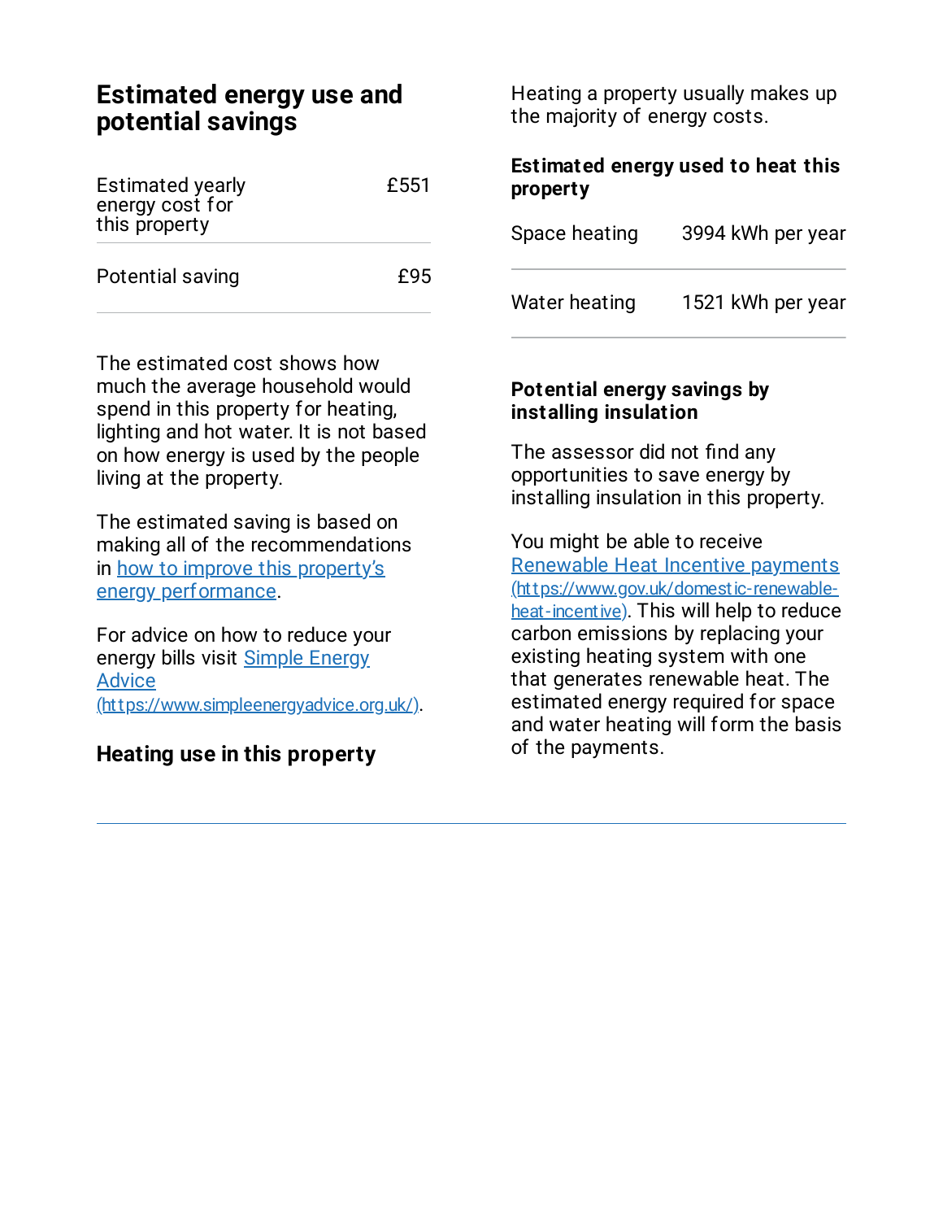## Estimated energy use and potential savings

| | |
|---|---|
| Estimated yearly energy cost for this property | £551 |
| Potential saving | £95 |

The estimated cost shows how much the average household would spend in this property for heating, lighting and hot water. It is not based on how energy is used by the people living at the property.

The estimated saving is based on making all of the recommendations in [how to improve this property's energy performance](#).

For advice on how to reduce your energy bills visit [Simple Energy Advice](https://www.simpleenergyadvice.org.uk/) (https://www.simpleenergyadvice.org.uk/).

## Heating use in this property

Heating a property usually makes up the majority of energy costs.

### Estimated energy used to heat this property

| | |
|---|---|
| Space heating | 3994 kWh per year |
| Water heating | 1521 kWh per year |

### Potential energy savings by installing insulation

The assessor did not find any opportunities to save energy by installing insulation in this property.

You might be able to receive [Renewable Heat Incentive payments](https://www.gov.uk/domestic-renewable-heat-incentive) (https://www.gov.uk/domestic-renewable-heat-incentive). This will help to reduce carbon emissions by replacing your existing heating system with one that generates renewable heat. The estimated energy required for space and water heating will form the basis of the payments.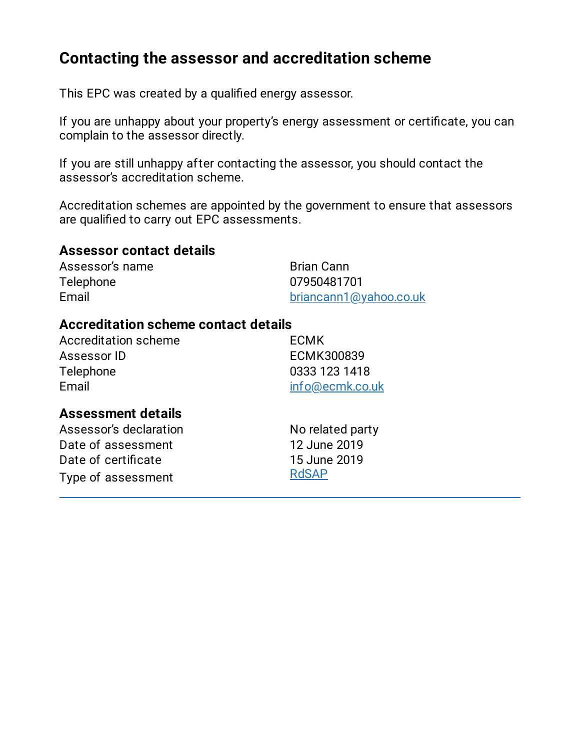## Contacting the assessor and accreditation scheme

This EPC was created by a qualified energy assessor.

If you are unhappy about your property's energy assessment or certificate, you can complain to the assessor directly.

If you are still unhappy after contacting the assessor, you should contact the assessor's accreditation scheme.

Accreditation schemes are appointed by the government to ensure that assessors are qualified to carry out EPC assessments.

### Assessor contact details

| | |
|---|---|
| Assessor's name | Brian Cann |
| Telephone | 07950481701 |
| Email | briancann1@yahoo.co.uk |

### Accreditation scheme contact details

| | |
|---|---|
| Accreditation scheme | ECMK |
| Assessor ID | ECMK300839 |
| Telephone | 0333 123 1418 |
| Email | info@ecmk.co.uk |

### Assessment details

| | |
|---|---|
| Assessor's declaration | No related party |
| Date of assessment | 12 June 2019 |
| Date of certificate | 15 June 2019 |
| Type of assessment | RdSAP |